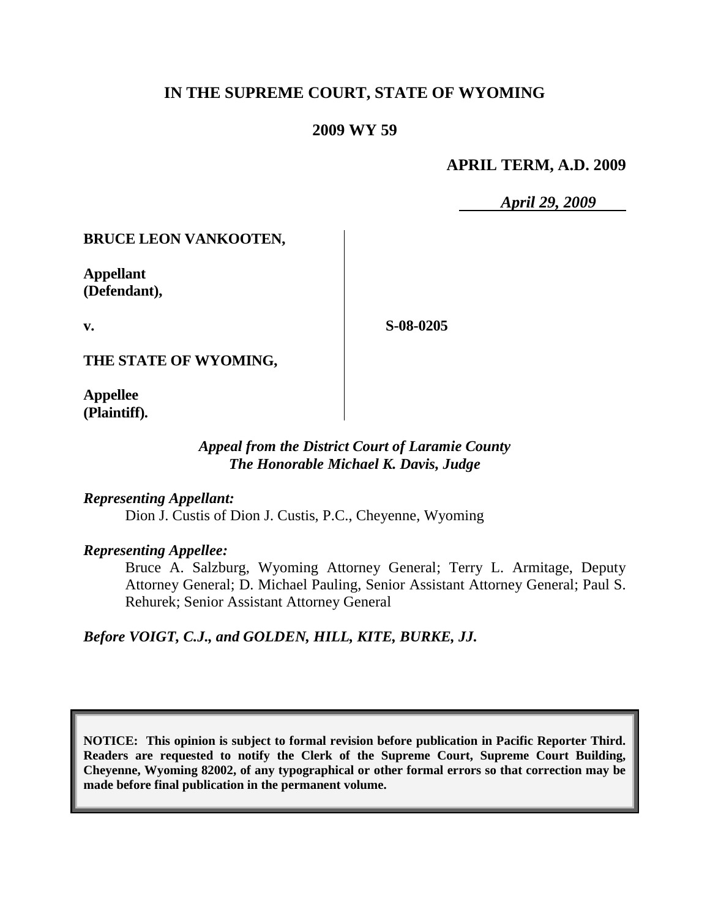**IN THE SUPREME COURT, STATE OF WYOMING**

**2009 WY 59**

**APRIL TERM, A.D. 2009**

*April 29, 2009*

**BRUCE LEON VANKOOTEN,**

**Appellant (Defendant),**

**v.**

**THE STATE OF WYOMING,**

**Appellee (Plaintiff).**

**S-08-0205**

*Appeal from the District Court of Laramie County*
*The Honorable Michael K. Davis, Judge*

*Representing Appellant:*

Dion J. Custis of Dion J. Custis, P.C., Cheyenne, Wyoming

*Representing Appellee:*

Bruce A. Salzburg, Wyoming Attorney General; Terry L. Armitage, Deputy Attorney General; D. Michael Pauling, Senior Assistant Attorney General; Paul S. Rehurek; Senior Assistant Attorney General

*Before VOIGT, C.J., and GOLDEN, HILL, KITE, BURKE, JJ.*

**NOTICE: This opinion is subject to formal revision before publication in Pacific Reporter Third. Readers are requested to notify the Clerk of the Supreme Court, Supreme Court Building, Cheyenne, Wyoming 82002, of any typographical or other formal errors so that correction may be made before final publication in the permanent volume.**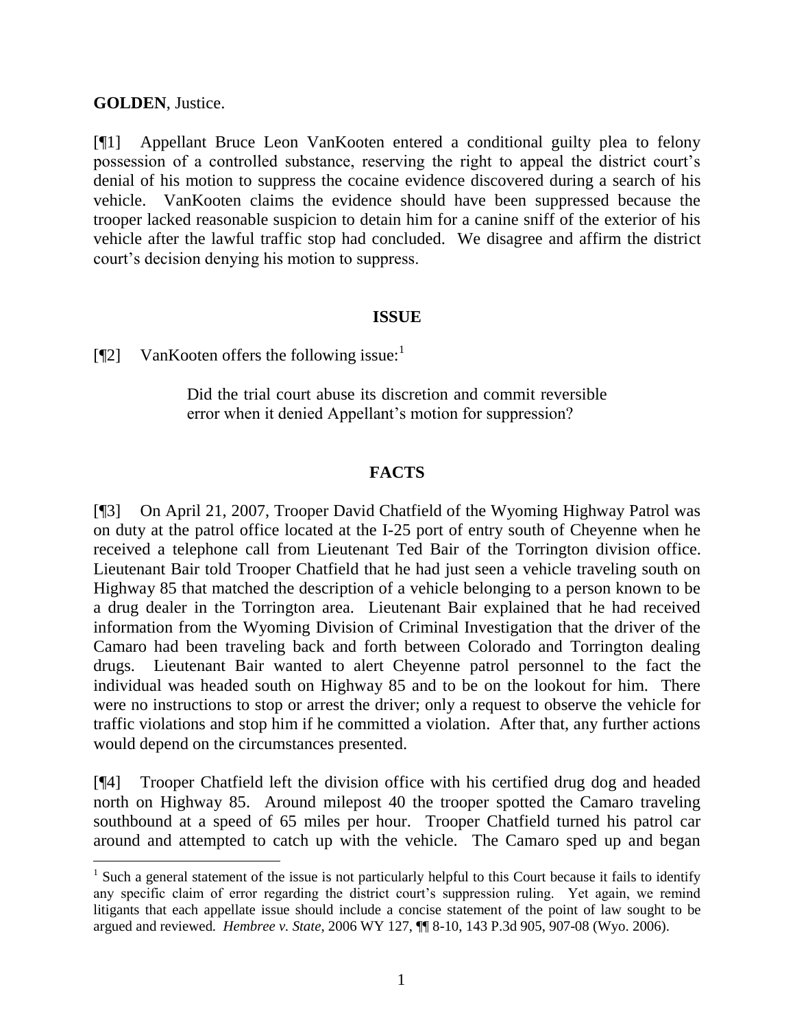**GOLDEN**, Justice.

[¶1] Appellant Bruce Leon VanKooten entered a conditional guilty plea to felony possession of a controlled substance, reserving the right to appeal the district court's denial of his motion to suppress the cocaine evidence discovered during a search of his vehicle. VanKooten claims the evidence should have been suppressed because the trooper lacked reasonable suspicion to detain him for a canine sniff of the exterior of his vehicle after the lawful traffic stop had concluded. We disagree and affirm the district court's decision denying his motion to suppress.

## ISSUE

[¶2] VanKooten offers the following issue:[1]

> Did the trial court abuse its discretion and commit reversible error when it denied Appellant's motion for suppression?

## FACTS

[¶3] On April 21, 2007, Trooper David Chatfield of the Wyoming Highway Patrol was on duty at the patrol office located at the I-25 port of entry south of Cheyenne when he received a telephone call from Lieutenant Ted Bair of the Torrington division office. Lieutenant Bair told Trooper Chatfield that he had just seen a vehicle traveling south on Highway 85 that matched the description of a vehicle belonging to a person known to be a drug dealer in the Torrington area. Lieutenant Bair explained that he had received information from the Wyoming Division of Criminal Investigation that the driver of the Camaro had been traveling back and forth between Colorado and Torrington dealing drugs. Lieutenant Bair wanted to alert Cheyenne patrol personnel to the fact the individual was headed south on Highway 85 and to be on the lookout for him. There were no instructions to stop or arrest the driver; only a request to observe the vehicle for traffic violations and stop him if he committed a violation. After that, any further actions would depend on the circumstances presented.

[¶4] Trooper Chatfield left the division office with his certified drug dog and headed north on Highway 85. Around milepost 40 the trooper spotted the Camaro traveling southbound at a speed of 65 miles per hour. Trooper Chatfield turned his patrol car around and attempted to catch up with the vehicle. The Camaro sped up and began

---

[1] Such a general statement of the issue is not particularly helpful to this Court because it fails to identify any specific claim of error regarding the district court's suppression ruling. Yet again, we remind litigants that each appellate issue should include a concise statement of the point of law sought to be argued and reviewed. *Hembree v. State*, 2006 WY 127, ¶¶ 8-10, 143 P.3d 905, 907-08 (Wyo. 2006).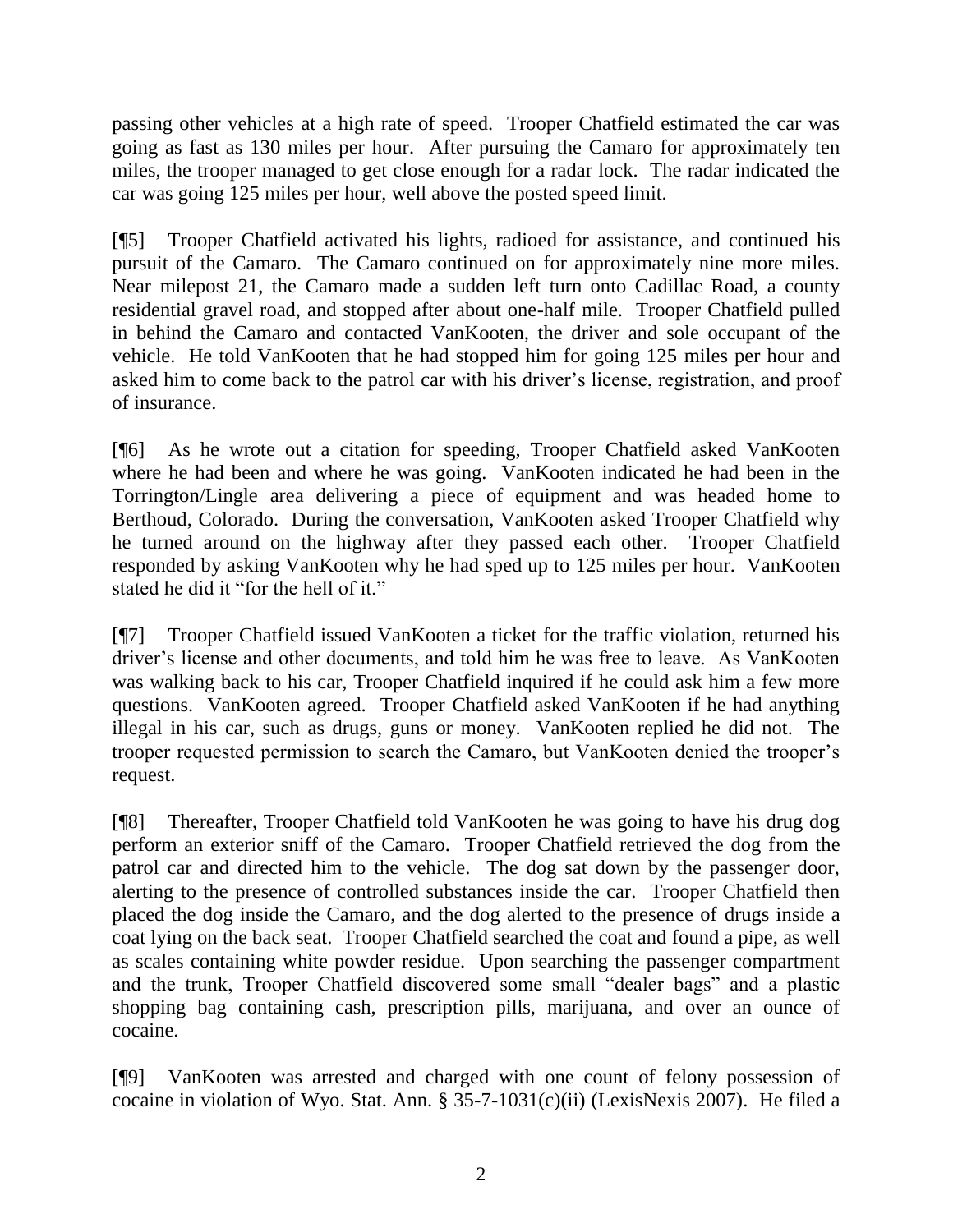passing other vehicles at a high rate of speed. Trooper Chatfield estimated the car was going as fast as 130 miles per hour. After pursuing the Camaro for approximately ten miles, the trooper managed to get close enough for a radar lock. The radar indicated the car was going 125 miles per hour, well above the posted speed limit.

[¶5] Trooper Chatfield activated his lights, radioed for assistance, and continued his pursuit of the Camaro. The Camaro continued on for approximately nine more miles. Near milepost 21, the Camaro made a sudden left turn onto Cadillac Road, a county residential gravel road, and stopped after about one-half mile. Trooper Chatfield pulled in behind the Camaro and contacted VanKooten, the driver and sole occupant of the vehicle. He told VanKooten that he had stopped him for going 125 miles per hour and asked him to come back to the patrol car with his driver's license, registration, and proof of insurance.

[¶6] As he wrote out a citation for speeding, Trooper Chatfield asked VanKooten where he had been and where he was going. VanKooten indicated he had been in the Torrington/Lingle area delivering a piece of equipment and was headed home to Berthoud, Colorado. During the conversation, VanKooten asked Trooper Chatfield why he turned around on the highway after they passed each other. Trooper Chatfield responded by asking VanKooten why he had sped up to 125 miles per hour. VanKooten stated he did it "for the hell of it."

[¶7] Trooper Chatfield issued VanKooten a ticket for the traffic violation, returned his driver's license and other documents, and told him he was free to leave. As VanKooten was walking back to his car, Trooper Chatfield inquired if he could ask him a few more questions. VanKooten agreed. Trooper Chatfield asked VanKooten if he had anything illegal in his car, such as drugs, guns or money. VanKooten replied he did not. The trooper requested permission to search the Camaro, but VanKooten denied the trooper's request.

[¶8] Thereafter, Trooper Chatfield told VanKooten he was going to have his drug dog perform an exterior sniff of the Camaro. Trooper Chatfield retrieved the dog from the patrol car and directed him to the vehicle. The dog sat down by the passenger door, alerting to the presence of controlled substances inside the car. Trooper Chatfield then placed the dog inside the Camaro, and the dog alerted to the presence of drugs inside a coat lying on the back seat. Trooper Chatfield searched the coat and found a pipe, as well as scales containing white powder residue. Upon searching the passenger compartment and the trunk, Trooper Chatfield discovered some small "dealer bags" and a plastic shopping bag containing cash, prescription pills, marijuana, and over an ounce of cocaine.

[¶9] VanKooten was arrested and charged with one count of felony possession of cocaine in violation of Wyo. Stat. Ann. § 35-7-1031(c)(ii) (LexisNexis 2007). He filed a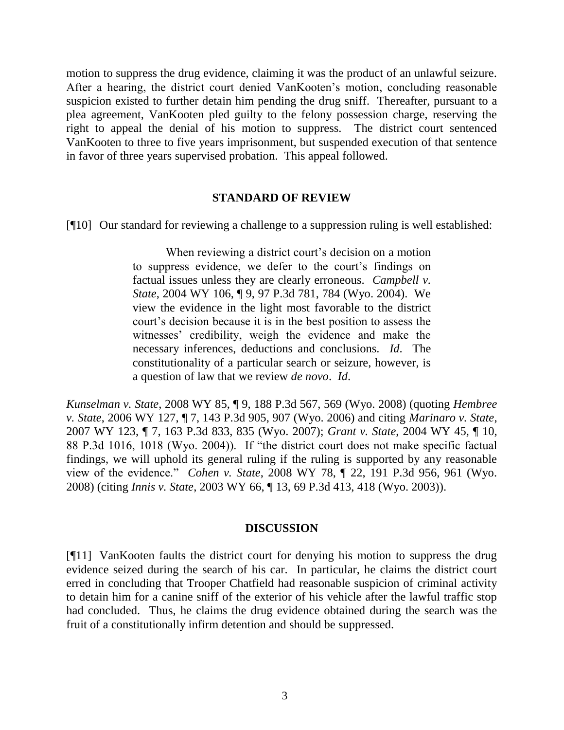motion to suppress the drug evidence, claiming it was the product of an unlawful seizure. After a hearing, the district court denied VanKooten's motion, concluding reasonable suspicion existed to further detain him pending the drug sniff. Thereafter, pursuant to a plea agreement, VanKooten pled guilty to the felony possession charge, reserving the right to appeal the denial of his motion to suppress. The district court sentenced VanKooten to three to five years imprisonment, but suspended execution of that sentence in favor of three years supervised probation. This appeal followed.

## STANDARD OF REVIEW

[¶10] Our standard for reviewing a challenge to a suppression ruling is well established:

> When reviewing a district court's decision on a motion to suppress evidence, we defer to the court's findings on factual issues unless they are clearly erroneous. *Campbell v. State*, 2004 WY 106, ¶ 9, 97 P.3d 781, 784 (Wyo. 2004). We view the evidence in the light most favorable to the district court's decision because it is in the best position to assess the witnesses' credibility, weigh the evidence and make the necessary inferences, deductions and conclusions. *Id*. The constitutionality of a particular search or seizure, however, is a question of law that we review *de novo*. *Id*.

*Kunselman v. State*, 2008 WY 85, ¶ 9, 188 P.3d 567, 569 (Wyo. 2008) (quoting *Hembree v. State*, 2006 WY 127, ¶ 7, 143 P.3d 905, 907 (Wyo. 2006) and citing *Marinaro v. State*, 2007 WY 123, ¶ 7, 163 P.3d 833, 835 (Wyo. 2007); *Grant v. State*, 2004 WY 45, ¶ 10, 88 P.3d 1016, 1018 (Wyo. 2004)). If "the district court does not make specific factual findings, we will uphold its general ruling if the ruling is supported by any reasonable view of the evidence." *Cohen v. State*, 2008 WY 78, ¶ 22, 191 P.3d 956, 961 (Wyo. 2008) (citing *Innis v. State*, 2003 WY 66, ¶ 13, 69 P.3d 413, 418 (Wyo. 2003)).

## DISCUSSION

[¶11] VanKooten faults the district court for denying his motion to suppress the drug evidence seized during the search of his car. In particular, he claims the district court erred in concluding that Trooper Chatfield had reasonable suspicion of criminal activity to detain him for a canine sniff of the exterior of his vehicle after the lawful traffic stop had concluded. Thus, he claims the drug evidence obtained during the search was the fruit of a constitutionally infirm detention and should be suppressed.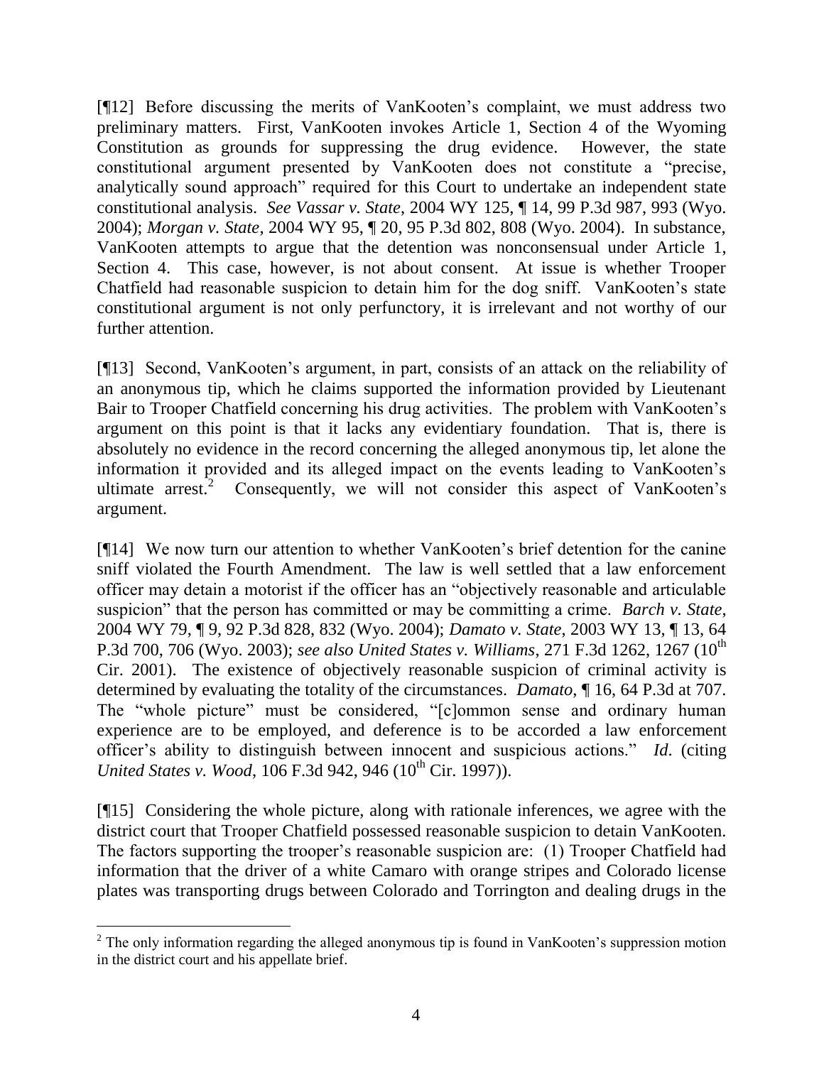[¶12] Before discussing the merits of VanKooten's complaint, we must address two preliminary matters. First, VanKooten invokes Article 1, Section 4 of the Wyoming Constitution as grounds for suppressing the drug evidence. However, the state constitutional argument presented by VanKooten does not constitute a "precise, analytically sound approach" required for this Court to undertake an independent state constitutional analysis. *See Vassar v. State*, 2004 WY 125, ¶ 14, 99 P.3d 987, 993 (Wyo. 2004); *Morgan v. State*, 2004 WY 95, ¶ 20, 95 P.3d 802, 808 (Wyo. 2004). In substance, VanKooten attempts to argue that the detention was nonconsensual under Article 1, Section 4. This case, however, is not about consent. At issue is whether Trooper Chatfield had reasonable suspicion to detain him for the dog sniff. VanKooten's state constitutional argument is not only perfunctory, it is irrelevant and not worthy of our further attention.

[¶13] Second, VanKooten's argument, in part, consists of an attack on the reliability of an anonymous tip, which he claims supported the information provided by Lieutenant Bair to Trooper Chatfield concerning his drug activities. The problem with VanKooten's argument on this point is that it lacks any evidentiary foundation. That is, there is absolutely no evidence in the record concerning the alleged anonymous tip, let alone the information it provided and its alleged impact on the events leading to VanKooten's ultimate arrest.[2] Consequently, we will not consider this aspect of VanKooten's argument.

[¶14] We now turn our attention to whether VanKooten's brief detention for the canine sniff violated the Fourth Amendment. The law is well settled that a law enforcement officer may detain a motorist if the officer has an "objectively reasonable and articulable suspicion" that the person has committed or may be committing a crime. *Barch v. State*, 2004 WY 79, ¶ 9, 92 P.3d 828, 832 (Wyo. 2004); *Damato v. State*, 2003 WY 13, ¶ 13, 64 P.3d 700, 706 (Wyo. 2003); *see also United States v. Williams*, 271 F.3d 1262, 1267 (10th Cir. 2001). The existence of objectively reasonable suspicion of criminal activity is determined by evaluating the totality of the circumstances. *Damato*, ¶ 16, 64 P.3d at 707. The "whole picture" must be considered, "[c]ommon sense and ordinary human experience are to be employed, and deference is to be accorded a law enforcement officer's ability to distinguish between innocent and suspicious actions." *Id.* (citing *United States v. Wood*, 106 F.3d 942, 946 (10th Cir. 1997)).

[¶15] Considering the whole picture, along with rationale inferences, we agree with the district court that Trooper Chatfield possessed reasonable suspicion to detain VanKooten. The factors supporting the trooper's reasonable suspicion are: (1) Trooper Chatfield had information that the driver of a white Camaro with orange stripes and Colorado license plates was transporting drugs between Colorado and Torrington and dealing drugs in the

---

[2] The only information regarding the alleged anonymous tip is found in VanKooten's suppression motion in the district court and his appellate brief.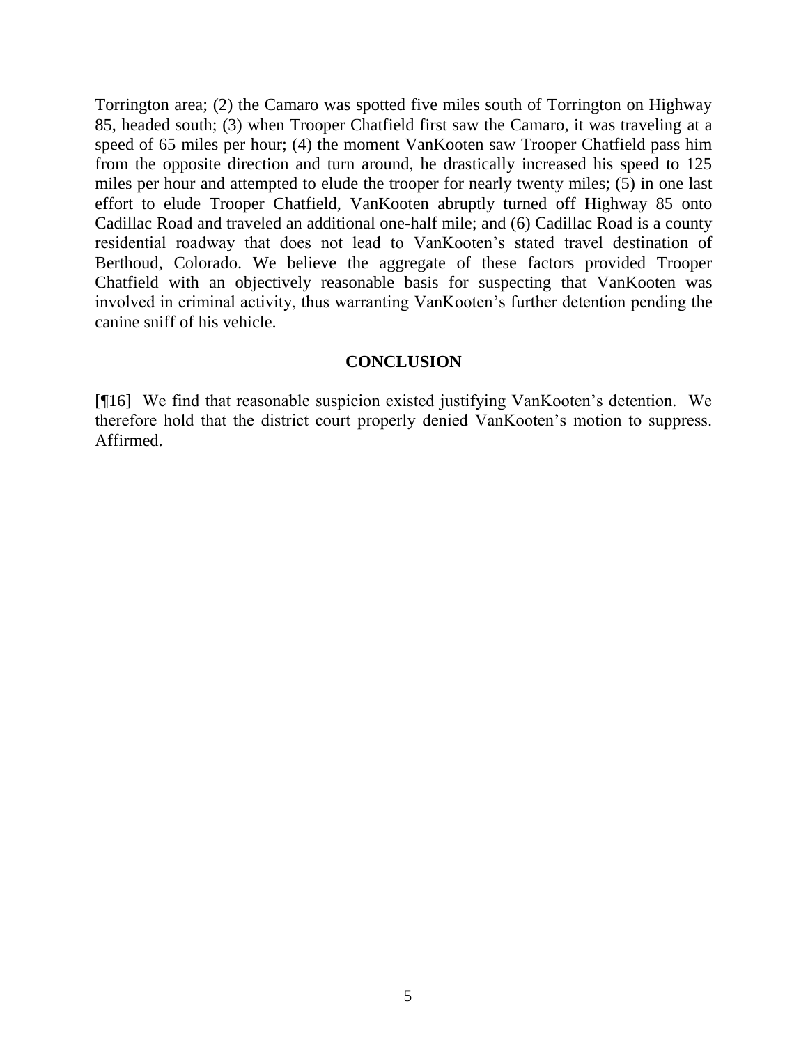Torrington area; (2) the Camaro was spotted five miles south of Torrington on Highway 85, headed south; (3) when Trooper Chatfield first saw the Camaro, it was traveling at a speed of 65 miles per hour; (4) the moment VanKooten saw Trooper Chatfield pass him from the opposite direction and turn around, he drastically increased his speed to 125 miles per hour and attempted to elude the trooper for nearly twenty miles; (5) in one last effort to elude Trooper Chatfield, VanKooten abruptly turned off Highway 85 onto Cadillac Road and traveled an additional one-half mile; and (6) Cadillac Road is a county residential roadway that does not lead to VanKooten's stated travel destination of Berthoud, Colorado. We believe the aggregate of these factors provided Trooper Chatfield with an objectively reasonable basis for suspecting that VanKooten was involved in criminal activity, thus warranting VanKooten's further detention pending the canine sniff of his vehicle.

## CONCLUSION

[¶16] We find that reasonable suspicion existed justifying VanKooten's detention. We therefore hold that the district court properly denied VanKooten's motion to suppress. Affirmed.